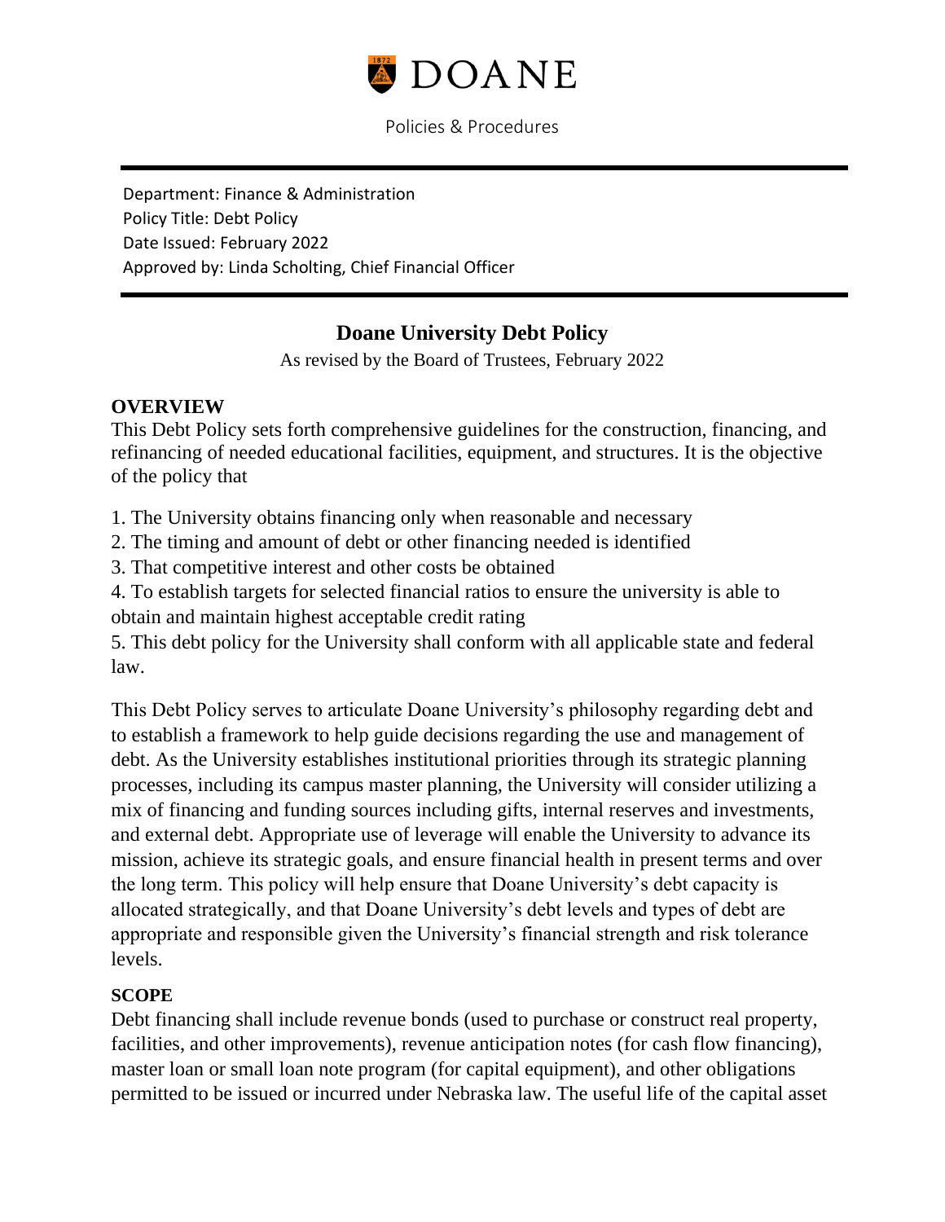# DOANE

Policies & Procedures

Department: Finance & Administration
Policy Title: Debt Policy
Date Issued: February 2022
Approved by: Linda Scholting, Chief Financial Officer

## Doane University Debt Policy

As revised by the Board of Trustees, February 2022

### OVERVIEW

This Debt Policy sets forth comprehensive guidelines for the construction, financing, and refinancing of needed educational facilities, equipment, and structures. It is the objective of the policy that

1. The University obtains financing only when reasonable and necessary
2. The timing and amount of debt or other financing needed is identified
3. That competitive interest and other costs be obtained
4. To establish targets for selected financial ratios to ensure the university is able to obtain and maintain highest acceptable credit rating
5. This debt policy for the University shall conform with all applicable state and federal law.

This Debt Policy serves to articulate Doane University's philosophy regarding debt and to establish a framework to help guide decisions regarding the use and management of debt. As the University establishes institutional priorities through its strategic planning processes, including its campus master planning, the University will consider utilizing a mix of financing and funding sources including gifts, internal reserves and investments, and external debt. Appropriate use of leverage will enable the University to advance its mission, achieve its strategic goals, and ensure financial health in present terms and over the long term. This policy will help ensure that Doane University's debt capacity is allocated strategically, and that Doane University's debt levels and types of debt are appropriate and responsible given the University's financial strength and risk tolerance levels.

### SCOPE

Debt financing shall include revenue bonds (used to purchase or construct real property, facilities, and other improvements), revenue anticipation notes (for cash flow financing), master loan or small loan note program (for capital equipment), and other obligations permitted to be issued or incurred under Nebraska law. The useful life of the capital asset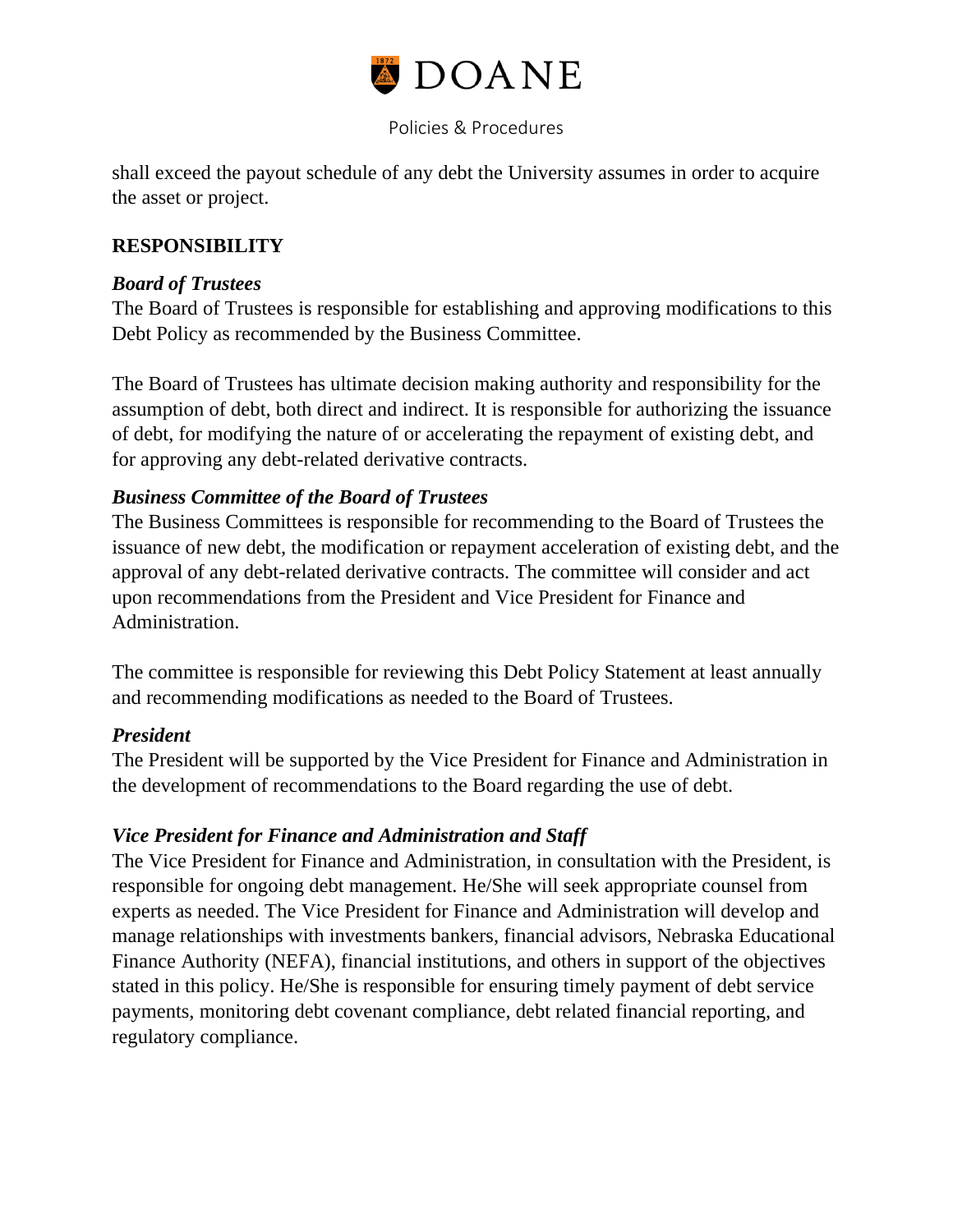shall exceed the payout schedule of any debt the University assumes in order to acquire the asset or project.

## RESPONSIBILITY

### *Board of Trustees*

The Board of Trustees is responsible for establishing and approving modifications to this Debt Policy as recommended by the Business Committee.

The Board of Trustees has ultimate decision making authority and responsibility for the assumption of debt, both direct and indirect. It is responsible for authorizing the issuance of debt, for modifying the nature of or accelerating the repayment of existing debt, and for approving any debt-related derivative contracts.

### *Business Committee of the Board of Trustees*

The Business Committees is responsible for recommending to the Board of Trustees the issuance of new debt, the modification or repayment acceleration of existing debt, and the approval of any debt-related derivative contracts. The committee will consider and act upon recommendations from the President and Vice President for Finance and Administration.

The committee is responsible for reviewing this Debt Policy Statement at least annually and recommending modifications as needed to the Board of Trustees.

### *President*

The President will be supported by the Vice President for Finance and Administration in the development of recommendations to the Board regarding the use of debt.

### *Vice President for Finance and Administration and Staff*

The Vice President for Finance and Administration, in consultation with the President, is responsible for ongoing debt management. He/She will seek appropriate counsel from experts as needed. The Vice President for Finance and Administration will develop and manage relationships with investments bankers, financial advisors, Nebraska Educational Finance Authority (NEFA), financial institutions, and others in support of the objectives stated in this policy. He/She is responsible for ensuring timely payment of debt service payments, monitoring debt covenant compliance, debt related financial reporting, and regulatory compliance.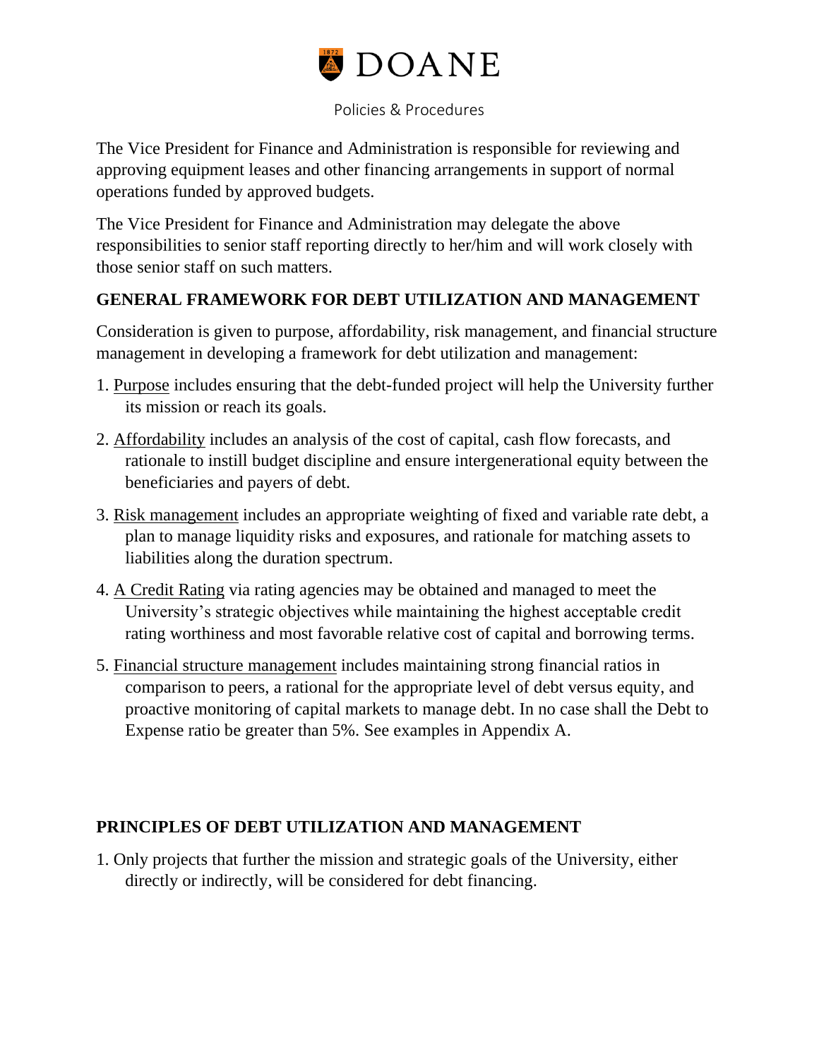The Vice President for Finance and Administration is responsible for reviewing and approving equipment leases and other financing arrangements in support of normal operations funded by approved budgets.

The Vice President for Finance and Administration may delegate the above responsibilities to senior staff reporting directly to her/him and will work closely with those senior staff on such matters.

## GENERAL FRAMEWORK FOR DEBT UTILIZATION AND MANAGEMENT

Consideration is given to purpose, affordability, risk management, and financial structure management in developing a framework for debt utilization and management:

1. Purpose includes ensuring that the debt-funded project will help the University further its mission or reach its goals.
2. Affordability includes an analysis of the cost of capital, cash flow forecasts, and rationale to instill budget discipline and ensure intergenerational equity between the beneficiaries and payers of debt.
3. Risk management includes an appropriate weighting of fixed and variable rate debt, a plan to manage liquidity risks and exposures, and rationale for matching assets to liabilities along the duration spectrum.
4. A Credit Rating via rating agencies may be obtained and managed to meet the University's strategic objectives while maintaining the highest acceptable credit rating worthiness and most favorable relative cost of capital and borrowing terms.
5. Financial structure management includes maintaining strong financial ratios in comparison to peers, a rational for the appropriate level of debt versus equity, and proactive monitoring of capital markets to manage debt. In no case shall the Debt to Expense ratio be greater than 5%. See examples in Appendix A.

## PRINCIPLES OF DEBT UTILIZATION AND MANAGEMENT

1. Only projects that further the mission and strategic goals of the University, either directly or indirectly, will be considered for debt financing.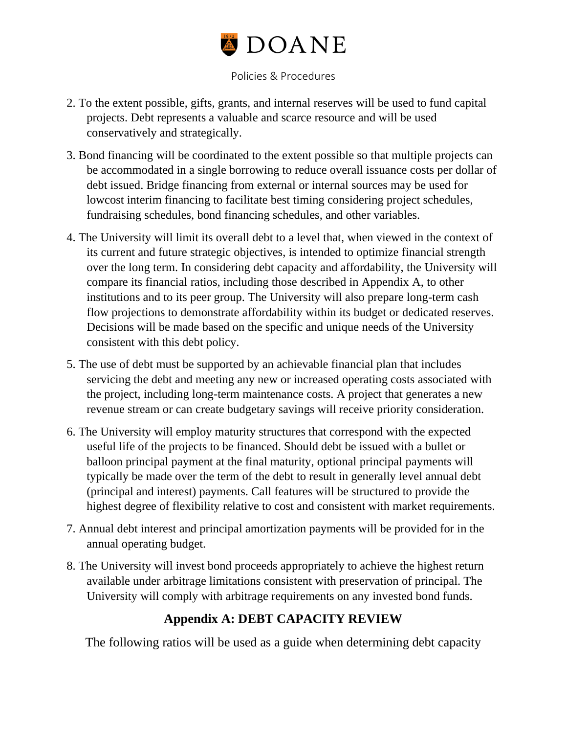2. To the extent possible, gifts, grants, and internal reserves will be used to fund capital projects. Debt represents a valuable and scarce resource and will be used conservatively and strategically.
3. Bond financing will be coordinated to the extent possible so that multiple projects can be accommodated in a single borrowing to reduce overall issuance costs per dollar of debt issued. Bridge financing from external or internal sources may be used for lowcost interim financing to facilitate best timing considering project schedules, fundraising schedules, bond financing schedules, and other variables.
4. The University will limit its overall debt to a level that, when viewed in the context of its current and future strategic objectives, is intended to optimize financial strength over the long term. In considering debt capacity and affordability, the University will compare its financial ratios, including those described in Appendix A, to other institutions and to its peer group. The University will also prepare long-term cash flow projections to demonstrate affordability within its budget or dedicated reserves. Decisions will be made based on the specific and unique needs of the University consistent with this debt policy.
5. The use of debt must be supported by an achievable financial plan that includes servicing the debt and meeting any new or increased operating costs associated with the project, including long-term maintenance costs. A project that generates a new revenue stream or can create budgetary savings will receive priority consideration.
6. The University will employ maturity structures that correspond with the expected useful life of the projects to be financed. Should debt be issued with a bullet or balloon principal payment at the final maturity, optional principal payments will typically be made over the term of the debt to result in generally level annual debt (principal and interest) payments. Call features will be structured to provide the highest degree of flexibility relative to cost and consistent with market requirements.
7. Annual debt interest and principal amortization payments will be provided for in the annual operating budget.
8. The University will invest bond proceeds appropriately to achieve the highest return available under arbitrage limitations consistent with preservation of principal. The University will comply with arbitrage requirements on any invested bond funds.

## Appendix A: DEBT CAPACITY REVIEW

The following ratios will be used as a guide when determining debt capacity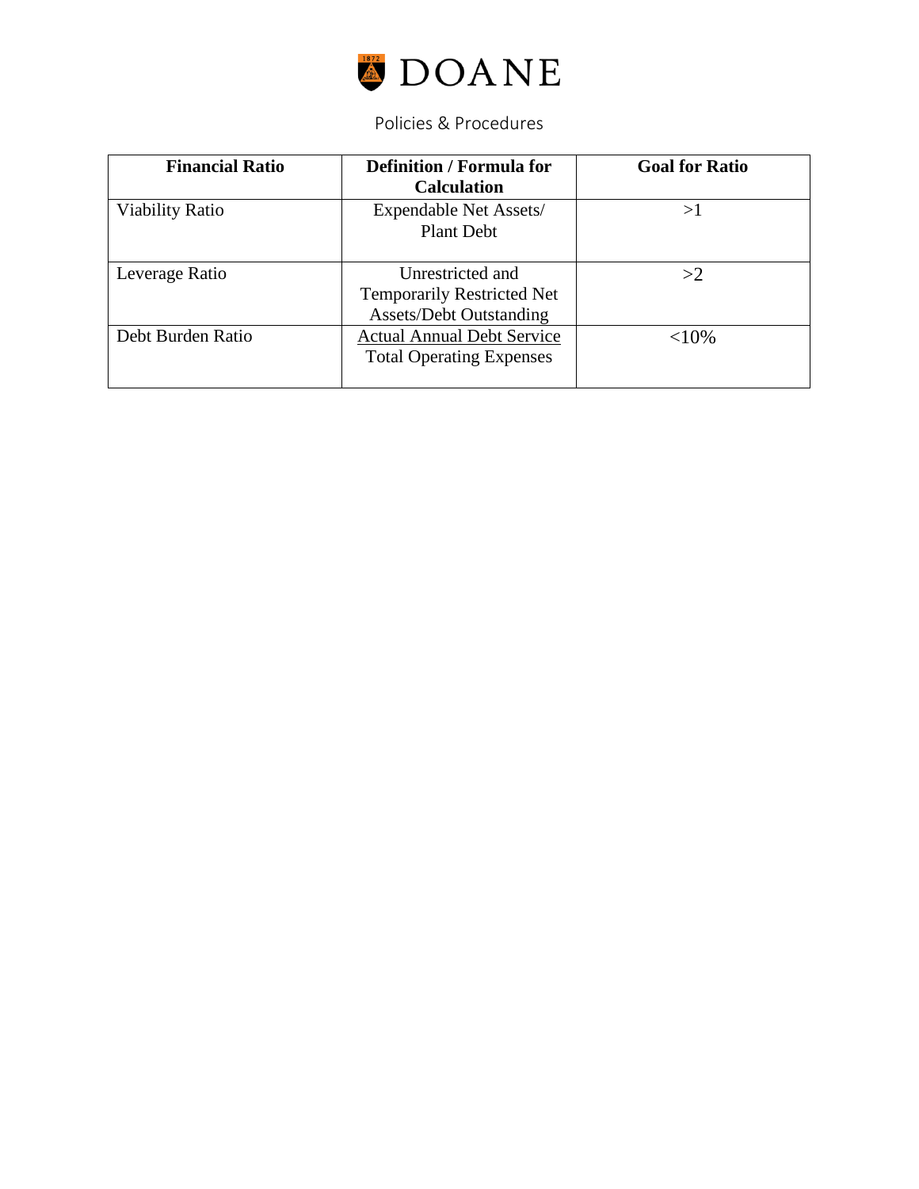| Financial Ratio | Definition / Formula for Calculation | Goal for Ratio |
| --- | --- | --- |
| Viability Ratio | Expendable Net Assets/ Plant Debt | >1 |
| Leverage Ratio | Unrestricted and Temporarily Restricted Net Assets/Debt Outstanding | >2 |
| Debt Burden Ratio | Actual Annual Debt Service / Total Operating Expenses | <10% |